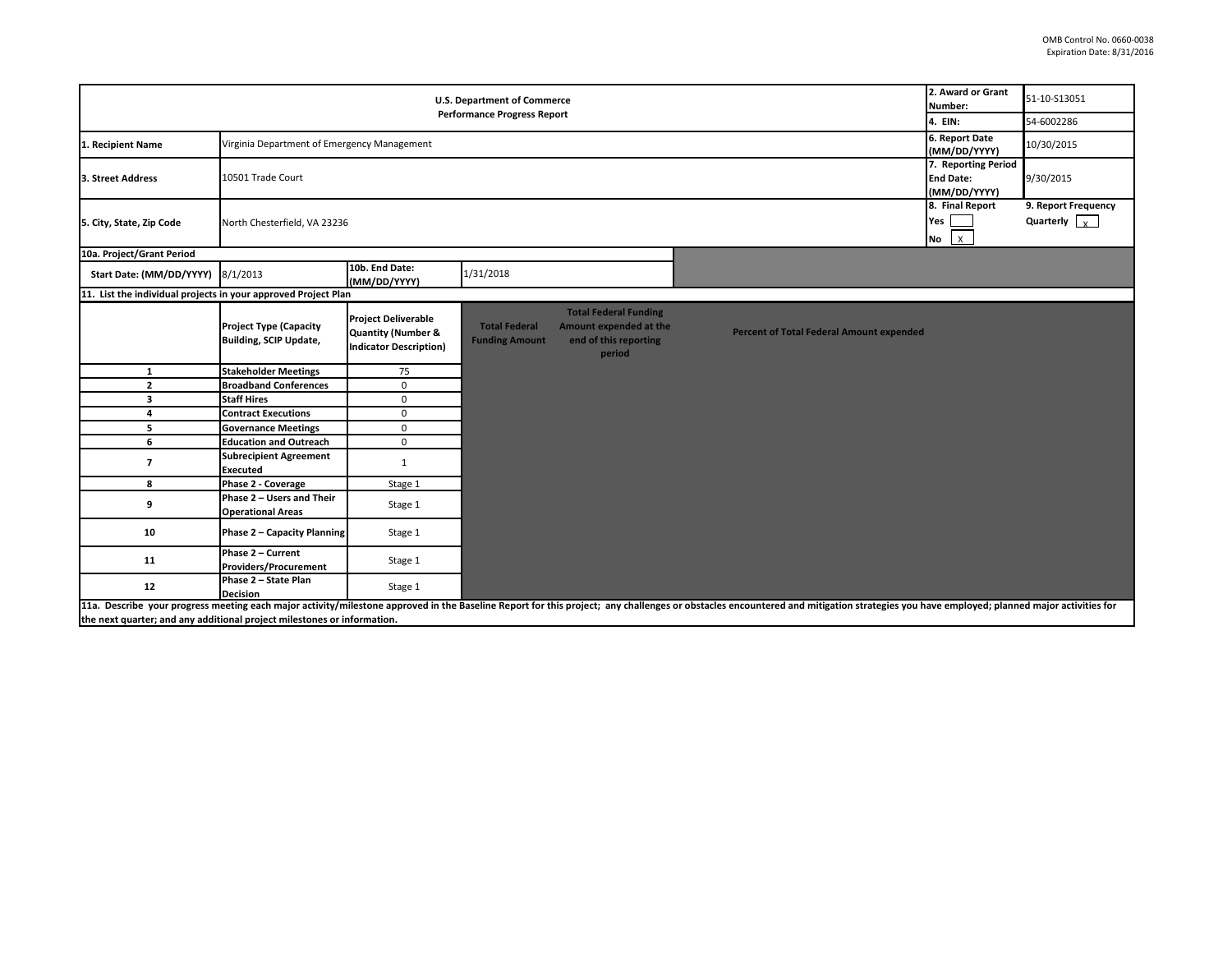OMB Control No. 0660-0038
Expiration Date: 8/31/2016

| U.S. Department of Commerce<br>Performance Progress Report | | 2. Award or Grant Number: | 51-10-S13051 |
|---|---|---|---|
| | | 4. EIN: | 54-6002286 |
| 1. Recipient Name | Virginia Department of Emergency Management | 6. Report Date (MM/DD/YYYY) | 10/30/2015 |
| 3. Street Address | 10501 Trade Court | 7. Reporting Period End Date: (MM/DD/YYYY) | 9/30/2015 |
| 5. City, State, Zip Code | North Chesterfield, VA 23236 | 8. Final Report<br>Yes [ ]<br>No [X] | 9. Report Frequency<br>Quarterly [X] |

**10a. Project/Grant Period**

| Start Date: (MM/DD/YYYY) | 8/1/2013 | 10b. End Date: (MM/DD/YYYY) | 1/31/2018 |
|---|---|---|---|

**11. List the individual projects in your approved Project Plan**

| | Project Type (Capacity Building, SCIP Update, | Project Deliverable Quantity (Number & Indicator Description) | Total Federal Funding Amount | Total Federal Funding Amount expended at the end of this reporting period | Percent of Total Federal Amount expended |
|---|---|---|---|---|---|
| 1 | Stakeholder Meetings | 75 | | | |
| 2 | Broadband Conferences | 0 | | | |
| 3 | Staff Hires | 0 | | | |
| 4 | Contract Executions | 0 | | | |
| 5 | Governance Meetings | 0 | | | |
| 6 | Education and Outreach | 0 | | | |
| 7 | Subrecipient Agreement Executed | 1 | | | |
| 8 | Phase 2 - Coverage | Stage 1 | | | |
| 9 | Phase 2 – Users and Their Operational Areas | Stage 1 | | | |
| 10 | Phase 2 – Capacity Planning | Stage 1 | | | |
| 11 | Phase 2 – Current Providers/Procurement | Stage 1 | | | |
| 12 | Phase 2 – State Plan Decision | Stage 1 | | | |

**11a. Describe your progress meeting each major activity/milestone approved in the Baseline Report for this project; any challenges or obstacles encountered and mitigation strategies you have employed; planned major activities for the next quarter; and any additional project milestones or information.**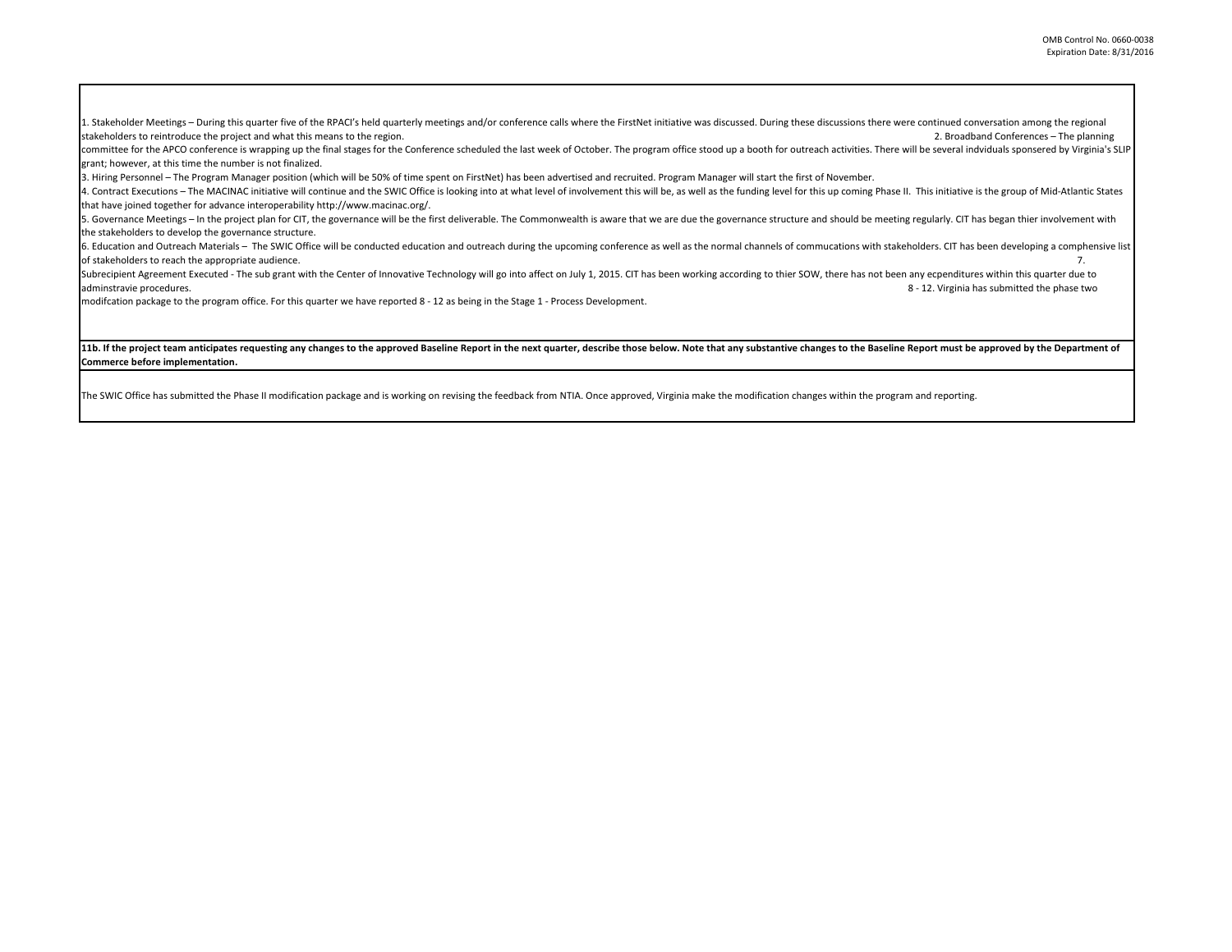1. Stakeholder Meetings – During this quarter five of the RPACI's held quarterly meetings and/or conference calls where the FirstNet initiative was discussed. During these discussions there were continued conversation among the regional stakeholders to reintroduce the project and what this means to the region.

2. Broadband Conferences – The planning committee for the APCO conference is wrapping up the final stages for the Conference scheduled the last week of October. The program office stood up a booth for outreach activities. There will be several indviduals sponsered by Virginia's SLIP grant; however, at this time the number is not finalized.

3. Hiring Personnel – The Program Manager position (which will be 50% of time spent on FirstNet) has been advertised and recruited. Program Manager will start the first of November.

4. Contract Executions – The MACINAC initiative will continue and the SWIC Office is looking into at what level of involvement this will be, as well as the funding level for this up coming Phase II. This initiative is the group of Mid-Atlantic States that have joined together for advance interoperability http://www.macinac.org/.

5. Governance Meetings – In the project plan for CIT, the governance will be the first deliverable. The Commonwealth is aware that we are due the governance structure and should be meeting regularly. CIT has began thier involvement with the stakeholders to develop the governance structure.

6. Education and Outreach Materials – The SWIC Office will be conducted education and outreach during the upcoming conference as well as the normal channels of commucations with stakeholders. CIT has been developing a comphensive list of stakeholders to reach the appropriate audience.

7. Subrecipient Agreement Executed - The sub grant with the Center of Innovative Technology will go into affect on July 1, 2015. CIT has been working according to thier SOW, there has not been any ecpenditures within this quarter due to adminstravie procedures.

8 - 12. Virginia has submitted the phase two modifcation package to the program office. For this quarter we have reported 8 - 12 as being in the Stage 1 - Process Development.

**11b. If the project team anticipates requesting any changes to the approved Baseline Report in the next quarter, describe those below. Note that any substantive changes to the Baseline Report must be approved by the Department of Commerce before implementation.**

The SWIC Office has submitted the Phase II modification package and is working on revising the feedback from NTIA. Once approved, Virginia make the modification changes within the program and reporting.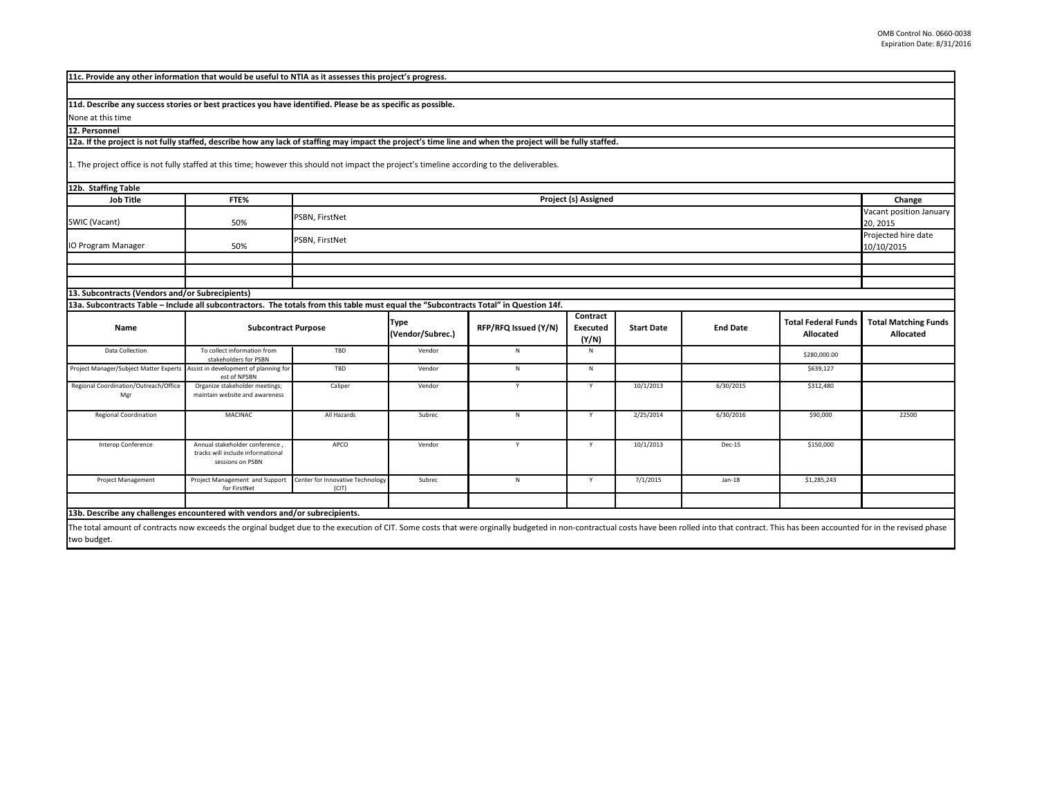**11c. Provide any other information that would be useful to NTIA as it assesses this project's progress.**

**11d. Describe any success stories or best practices you have identified. Please be as specific as possible.**

None at this time

**12. Personnel**

**12a. If the project is not fully staffed, describe how any lack of staffing may impact the project's time line and when the project will be fully staffed.**

1. The project office is not fully staffed at this time; however this should not impact the project's timeline according to the deliverables.

**12b. Staffing Table**

| Job Title | FTE% | Project (s) Assigned | Change |
|---|---|---|---|
| SWIC (Vacant) | 50% | PSBN, FirstNet | Vacant position January 20, 2015 |
| IO Program Manager | 50% | PSBN, FirstNet | Projected hire date 10/10/2015 |
| | | | |
| | | | |
| | | | |

**13. Subcontracts (Vendors and/or Subrecipients)**

**13a. Subcontracts Table – Include all subcontractors. The totals from this table must equal the "Subcontracts Total" in Question 14f.**

| Name | Subcontract Purpose | | Type (Vendor/Subrec.) | RFP/RFQ Issued (Y/N) | Contract Executed (Y/N) | Start Date | End Date | Total Federal Funds Allocated | Total Matching Funds Allocated |
|---|---|---|---|---|---|---|---|---|---|
| Data Collection | To collect information from stakeholders for PSBN | TBD | Vendor | N | N | | | $280,000.00 | |
| Project Manager/Subject Matter Experts | Assist in development of planning for est of NPSBN | TBD | Vendor | N | N | | | $639,127 | |
| Regional Coordination/Outreach/Office Mgr | Organize stakeholder meetings; maintain website and awareness | Caliper | Vendor | Y | Y | 10/1/2013 | 6/30/2015 | $312,480 | |
| Regional Coordination | MACINAC | All Hazards | Subrec | N | Y | 2/25/2014 | 6/30/2016 | $90,000 | 22500 |
| Interop Conference | Annual stakeholder conference , tracks will include informational sessions on PSBN | APCO | Vendor | Y | Y | 10/1/2013 | Dec-15 | $150,000 | |
| Project Management | Project Management and Support for FirstNet | Center for Innovative Technology (CIT) | Subrec | N | Y | 7/1/2015 | Jan-18 | $1,285,243 | |
| | | | | | | | | | |

**13b. Describe any challenges encountered with vendors and/or subrecipients.**

The total amount of contracts now exceeds the orginal budget due to the execution of CIT. Some costs that were orginally budgeted in non-contractual costs have been rolled into that contract. This has been accounted for in the revised phase two budget.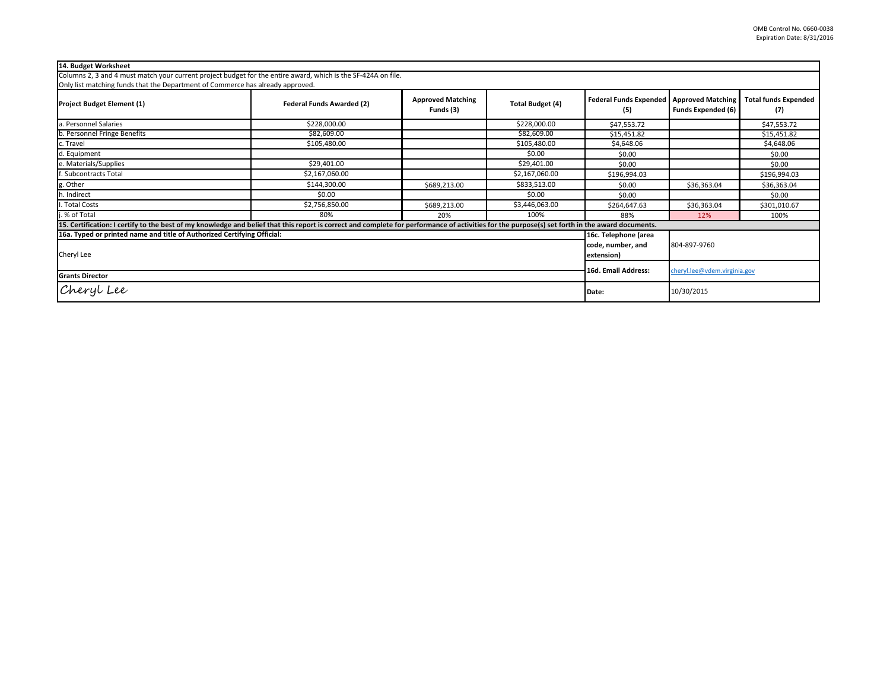OMB Control No. 0660-0038
Expiration Date: 8/31/2016

**14. Budget Worksheet**

Columns 2, 3 and 4 must match your current project budget for the entire award, which is the SF-424A on file.
Only list matching funds that the Department of Commerce has already approved.

| Project Budget Element (1) | Federal Funds Awarded (2) | Approved Matching Funds (3) | Total Budget (4) | Federal Funds Expended (5) | Approved Matching Funds Expended (6) | Total funds Expended (7) |
|---|---|---|---|---|---|---|
| a. Personnel Salaries | $228,000.00 | | $228,000.00 | $47,553.72 | | $47,553.72 |
| b. Personnel Fringe Benefits | $82,609.00 | | $82,609.00 | $15,451.82 | | $15,451.82 |
| c. Travel | $105,480.00 | | $105,480.00 | $4,648.06 | | $4,648.06 |
| d. Equipment | | | $0.00 | $0.00 | | $0.00 |
| e. Materials/Supplies | $29,401.00 | | $29,401.00 | $0.00 | | $0.00 |
| f. Subcontracts Total | $2,167,060.00 | | $2,167,060.00 | $196,994.03 | | $196,994.03 |
| g. Other | $144,300.00 | $689,213.00 | $833,513.00 | $0.00 | $36,363.04 | $36,363.04 |
| h. Indirect | $0.00 | | $0.00 | $0.00 | | $0.00 |
| I. Total Costs | $2,756,850.00 | $689,213.00 | $3,446,063.00 | $264,647.63 | $36,363.04 | $301,010.67 |
| j. % of Total | 80% | 20% | 100% | 88% | 12% | 100% |

**15. Certification: I certify to the best of my knowledge and belief that this report is correct and complete for performance of activities for the purpose(s) set forth in the award documents.**

| | | |
|---|---|---|
| **16a. Typed or printed name and title of Authorized Certifying Official:** Cheryl Lee | **16c. Telephone (area code, number, and extension)** | 804-897-9760 |
| **Grants Director** | **16d. Email Address:** | cheryl.lee@vdem.virginia.gov |
| Cheryl Lee | **Date:** | 10/30/2015 |